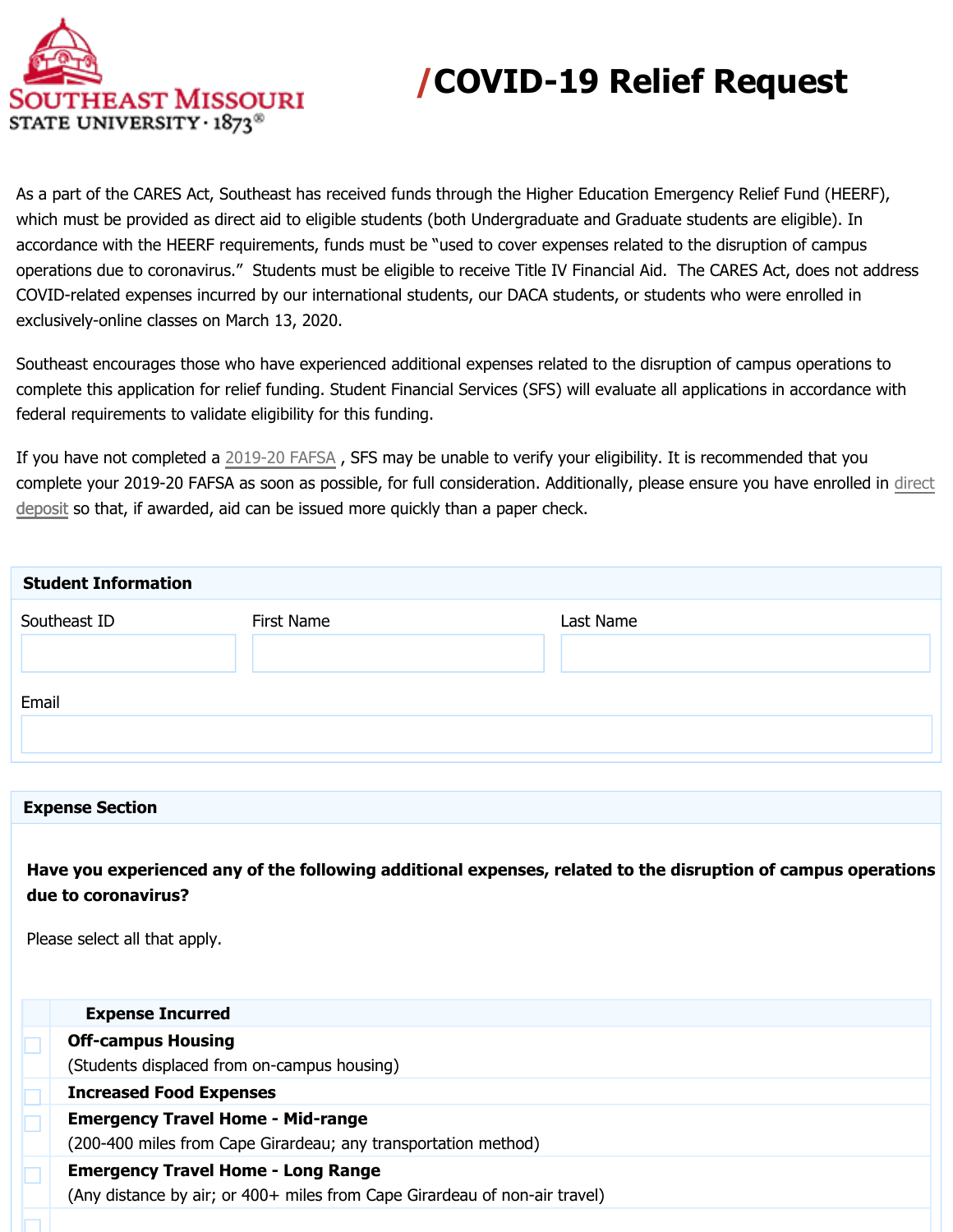Southeast Missouri State University · 1873

# /COVID-19 Relief Request

As a part of the CARES Act, Southeast has received funds through the Higher Education Emergency Relief Fund (HEERF), which must be provided as direct aid to eligible students (both Undergraduate and Graduate students are eligible). In accordance with the HEERF requirements, funds must be "used to cover expenses related to the disruption of campus operations due to coronavirus." Students must be eligible to receive Title IV Financial Aid. The CARES Act, does not address COVID-related expenses incurred by our international students, our DACA students, or students who were enrolled in exclusively-online classes on March 13, 2020.

Southeast encourages those who have experienced additional expenses related to the disruption of campus operations to complete this application for relief funding. Student Financial Services (SFS) will evaluate all applications in accordance with federal requirements to validate eligibility for this funding.

If you have not completed a 2019-20 FAFSA , SFS may be unable to verify your eligibility. It is recommended that you complete your 2019-20 FAFSA as soon as possible, for full consideration. Additionally, please ensure you have enrolled in direct deposit so that, if awarded, aid can be issued more quickly than a paper check.

## Student Information

| Southeast ID | First Name | Last Name |
| --- | --- | --- |
| | | |

Email

## Expense Section

**Have you experienced any of the following additional expenses, related to the disruption of campus operations due to coronavirus?**

Please select all that apply.

| | Expense Incurred |
| --- | --- |
| ☐ | **Off-campus Housing** (Students displaced from on-campus housing) |
| ☐ | **Increased Food Expenses** |
| ☐ | **Emergency Travel Home - Mid-range** (200-400 miles from Cape Girardeau; any transportation method) |
| ☐ | **Emergency Travel Home - Long Range** (Any distance by air; or 400+ miles from Cape Girardeau of non-air travel) |
| ☐ | |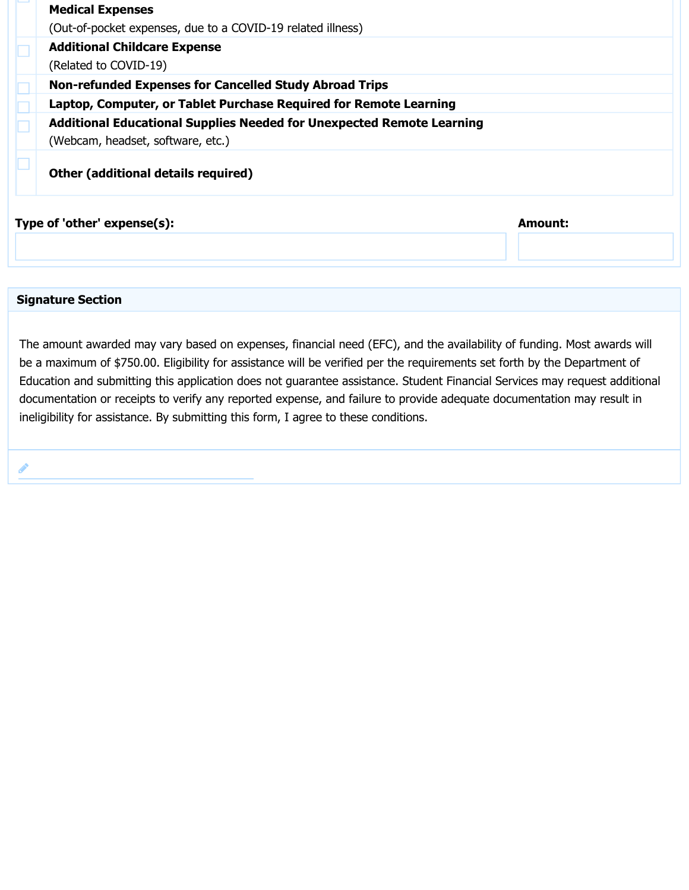- [ ] **Medical Expenses**
  (Out-of-pocket expenses, due to a COVID-19 related illness)
- [ ] **Additional Childcare Expense**
  (Related to COVID-19)
- [ ] **Non-refunded Expenses for Cancelled Study Abroad Trips**
- [ ] **Laptop, Computer, or Tablet Purchase Required for Remote Learning**
- [ ] **Additional Educational Supplies Needed for Unexpected Remote Learning**
  (Webcam, headset, software, etc.)
- [ ] **Other (additional details required)**

**Type of 'other' expense(s):** ______________________ **Amount:** __________

## Signature Section

The amount awarded may vary based on expenses, financial need (EFC), and the availability of funding. Most awards will be a maximum of $750.00. Eligibility for assistance will be verified per the requirements set forth by the Department of Education and submitting this application does not guarantee assistance. Student Financial Services may request additional documentation or receipts to verify any reported expense, and failure to provide adequate documentation may result in ineligibility for assistance. By submitting this form, I agree to these conditions.

______________________________